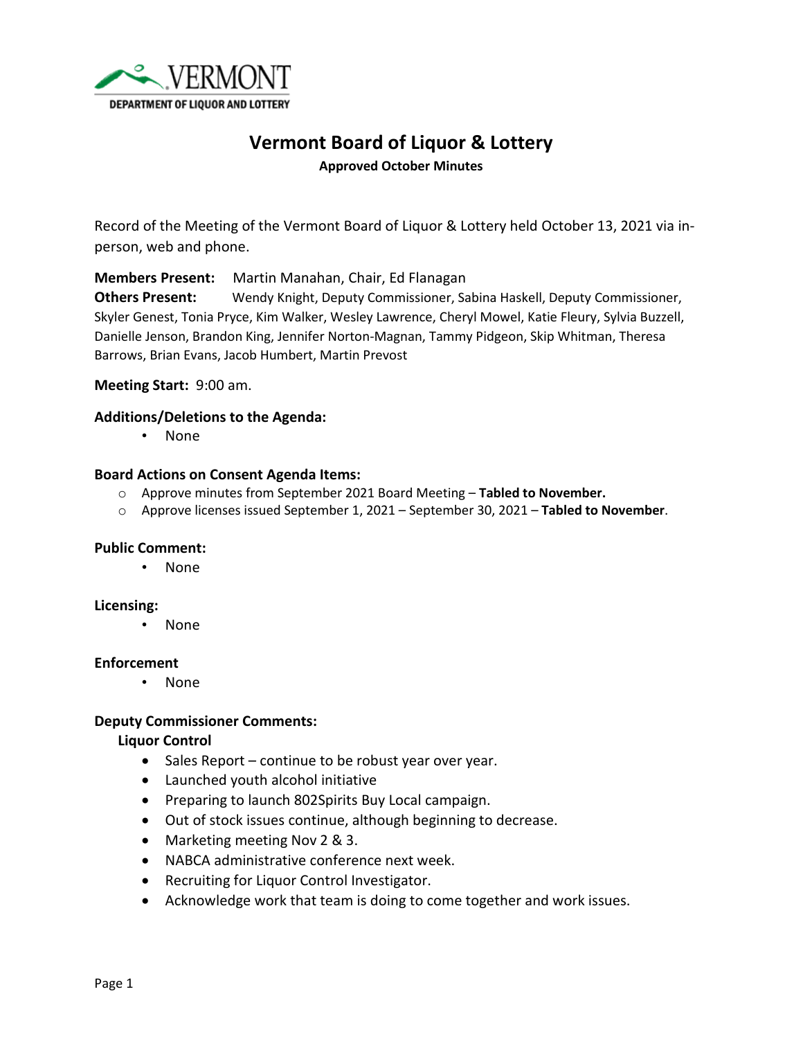VERMONT
DEPARTMENT OF LIQUOR AND LOTTERY

# Vermont Board of Liquor & Lottery

**Approved October Minutes**

Record of the Meeting of the Vermont Board of Liquor & Lottery held October 13, 2021 via in-person, web and phone.

**Members Present:** Martin Manahan, Chair, Ed Flanagan
**Others Present:** Wendy Knight, Deputy Commissioner, Sabina Haskell, Deputy Commissioner, Skyler Genest, Tonia Pryce, Kim Walker, Wesley Lawrence, Cheryl Mowel, Katie Fleury, Sylvia Buzzell, Danielle Jenson, Brandon King, Jennifer Norton-Magnan, Tammy Pidgeon, Skip Whitman, Theresa Barrows, Brian Evans, Jacob Humbert, Martin Prevost

**Meeting Start:** 9:00 am.

**Additions/Deletions to the Agenda:**

- None

**Board Actions on Consent Agenda Items:**

- Approve minutes from September 2021 Board Meeting – **Tabled to November.**
- Approve licenses issued September 1, 2021 – September 30, 2021 – **Tabled to November**.

**Public Comment:**

- None

**Licensing:**

- None

**Enforcement**

- None

**Deputy Commissioner Comments:**

**Liquor Control**

- Sales Report – continue to be robust year over year.
- Launched youth alcohol initiative
- Preparing to launch 802Spirits Buy Local campaign.
- Out of stock issues continue, although beginning to decrease.
- Marketing meeting Nov 2 & 3.
- NABCA administrative conference next week.
- Recruiting for Liquor Control Investigator.
- Acknowledge work that team is doing to come together and work issues.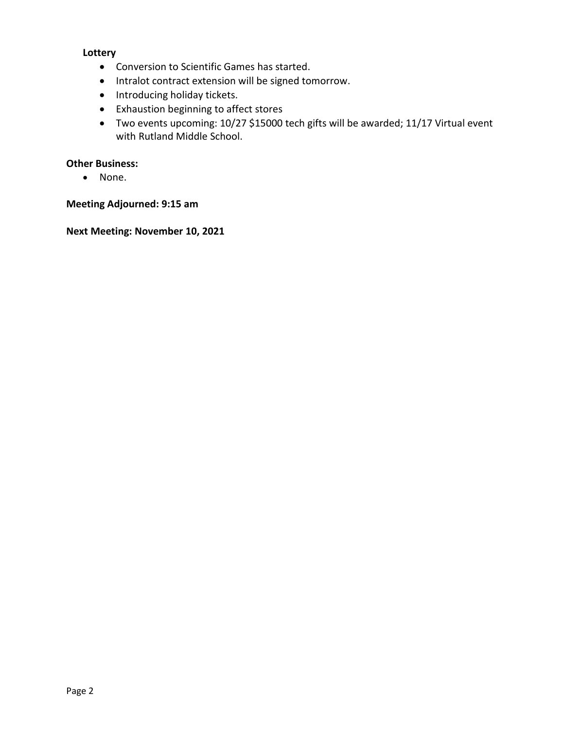**Lottery**

- Conversion to Scientific Games has started.
- Intralot contract extension will be signed tomorrow.
- Introducing holiday tickets.
- Exhaustion beginning to affect stores
- Two events upcoming: 10/27 $15000 tech gifts will be awarded; 11/17 Virtual event with Rutland Middle School.

**Other Business:**

- None.

**Meeting Adjourned: 9:15 am**

**Next Meeting: November 10, 2021**